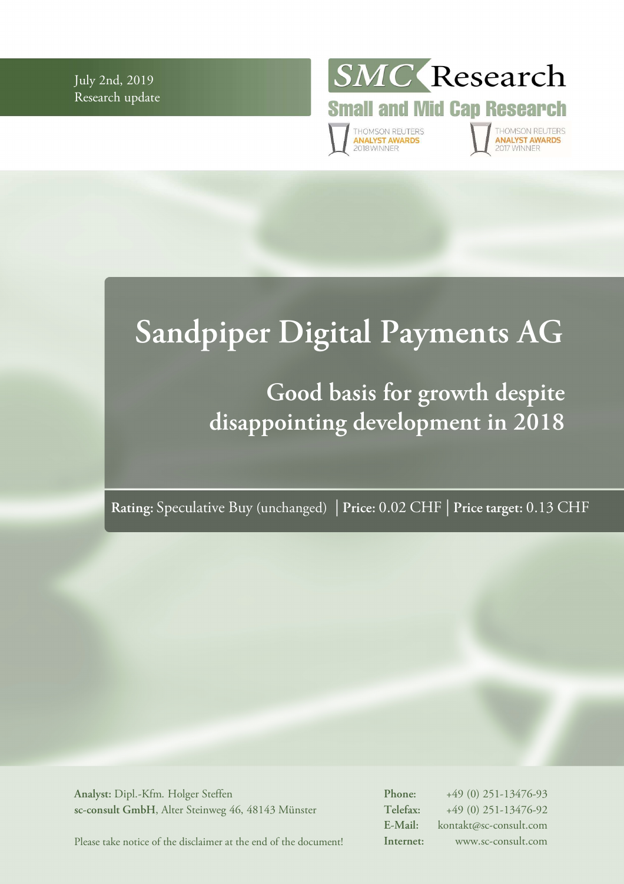July 2nd, 2019
Research update

SMC Research
Small and Mid Cap Research

THOMSON REUTERS ANALYST AWARDS 2018 WINNER
THOMSON REUTERS ANALYST AWARDS 2017 WINNER

# Sandpiper Digital Payments AG

## Good basis for growth despite disappointing development in 2018

**Rating:** Speculative Buy (unchanged) | **Price:** 0.02 CHF | **Price target:** 0.13 CHF

**Analyst:** Dipl.-Kfm. Holger Steffen
**sc-consult GmbH**, Alter Steinweg 46, 48143 Münster

Please take notice of the disclaimer at the end of the document!

**Phone:** +49 (0) 251-13476-93
**Telefax:** +49 (0) 251-13476-92
**E-Mail:** kontakt@sc-consult.com
**Internet:** www.sc-consult.com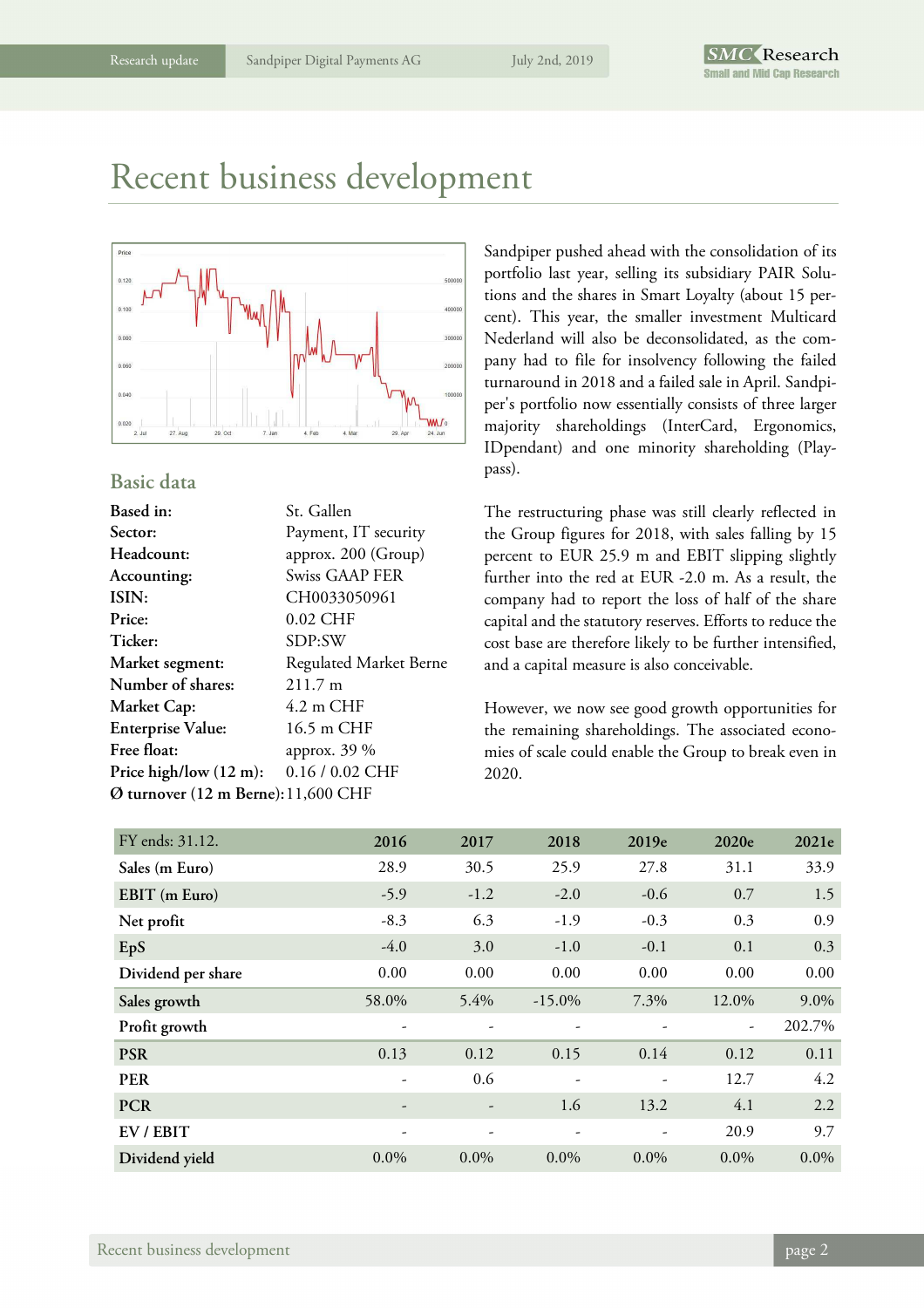# Recent business development

## Basic data

| | |
|---|---|
| **Based in:** | St. Gallen |
| **Sector:** | Payment, IT security |
| **Headcount:** | approx. 200 (Group) |
| **Accounting:** | Swiss GAAP FER |
| **ISIN:** | CH0033050961 |
| **Price:** | 0.02 CHF |
| **Ticker:** | SDP:SW |
| **Market segment:** | Regulated Market Berne |
| **Number of shares:** | 211.7 m |
| **Market Cap:** | 4.2 m CHF |
| **Enterprise Value:** | 16.5 m CHF |
| **Free float:** | approx. 39 % |
| **Price high/low (12 m):** | 0.16 / 0.02 CHF |
| **Ø turnover (12 m Berne):** | 11,600 CHF |

Sandpiper pushed ahead with the consolidation of its portfolio last year, selling its subsidiary PAIR Solutions and the shares in Smart Loyalty (about 15 percent). This year, the smaller investment Multicard Nederland will also be deconsolidated, as the company had to file for insolvency following the failed turnaround in 2018 and a failed sale in April. Sandpiper's portfolio now essentially consists of three larger majority shareholdings (InterCard, Ergonomics, IDpendant) and one minority shareholding (Playpass).

The restructuring phase was still clearly reflected in the Group figures for 2018, with sales falling by 15 percent to EUR 25.9 m and EBIT slipping slightly further into the red at EUR -2.0 m. As a result, the company had to report the loss of half of the share capital and the statutory reserves. Efforts to reduce the cost base are therefore likely to be further intensified, and a capital measure is also conceivable.

However, we now see good growth opportunities for the remaining shareholdings. The associated economies of scale could enable the Group to break even in 2020.

| FY ends: 31.12. | 2016 | 2017 | 2018 | 2019e | 2020e | 2021e |
|---|---|---|---|---|---|---|
| **Sales (m Euro)** | 28.9 | 30.5 | 25.9 | 27.8 | 31.1 | 33.9 |
| **EBIT (m Euro)** | -5.9 | -1.2 | -2.0 | -0.6 | 0.7 | 1.5 |
| **Net profit** | -8.3 | 6.3 | -1.9 | -0.3 | 0.3 | 0.9 |
| **EpS** | -4.0 | 3.0 | -1.0 | -0.1 | 0.1 | 0.3 |
| **Dividend per share** | 0.00 | 0.00 | 0.00 | 0.00 | 0.00 | 0.00 |
| **Sales growth** | 58.0% | 5.4% | -15.0% | 7.3% | 12.0% | 9.0% |
| **Profit growth** | - | - | - | - | - | 202.7% |
| **PSR** | 0.13 | 0.12 | 0.15 | 0.14 | 0.12 | 0.11 |
| **PER** | - | 0.6 | - | - | 12.7 | 4.2 |
| **PCR** | - | - | 1.6 | 13.2 | 4.1 | 2.2 |
| **EV / EBIT** | - | - | - | - | 20.9 | 9.7 |
| **Dividend yield** | 0.0% | 0.0% | 0.0% | 0.0% | 0.0% | 0.0% |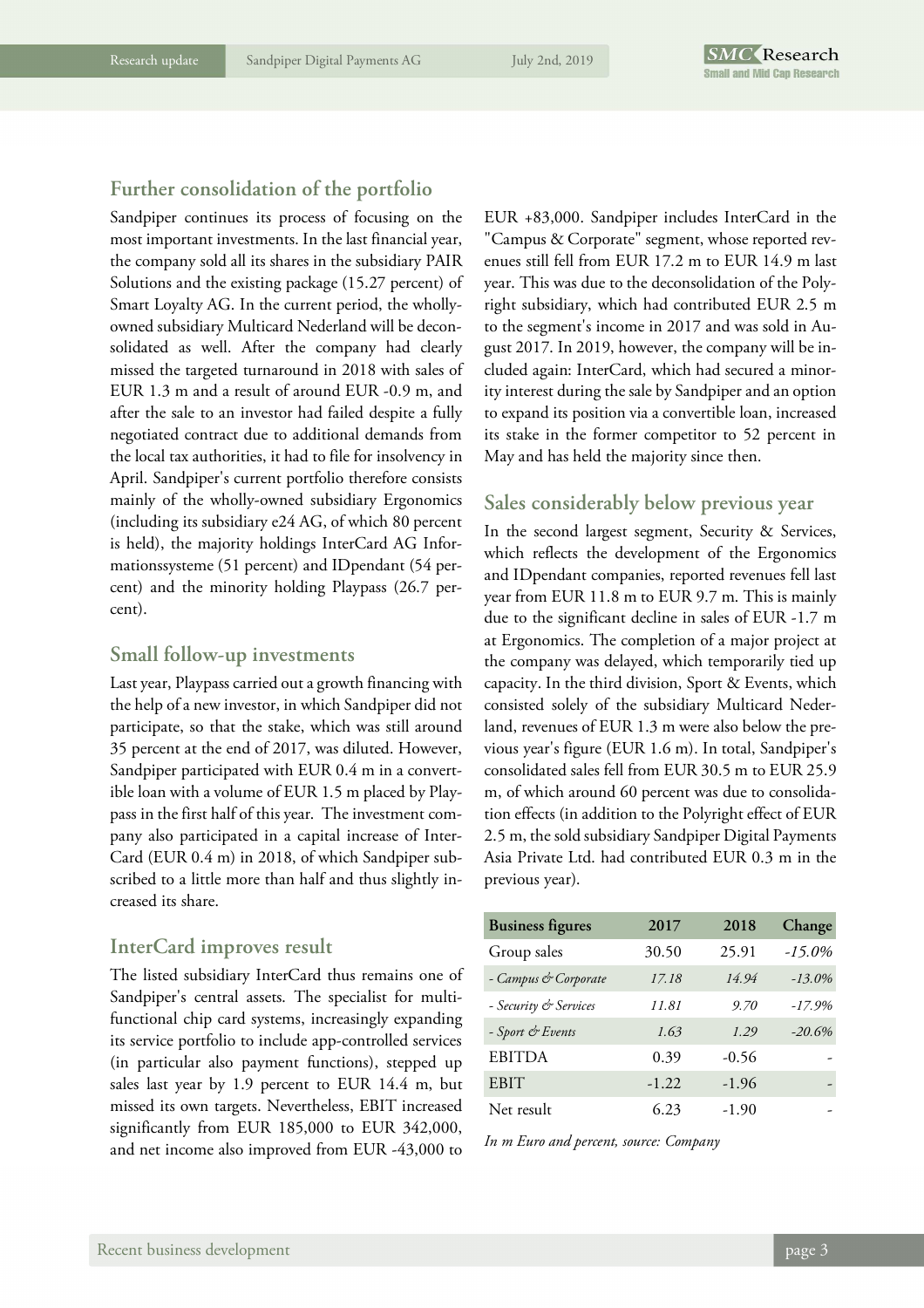## Further consolidation of the portfolio

Sandpiper continues its process of focusing on the most important investments. In the last financial year, the company sold all its shares in the subsidiary PAIR Solutions and the existing package (15.27 percent) of Smart Loyalty AG. In the current period, the wholly-owned subsidiary Multicard Nederland will be deconsolidated as well. After the company had clearly missed the targeted turnaround in 2018 with sales of EUR 1.3 m and a result of around EUR -0.9 m, and after the sale to an investor had failed despite a fully negotiated contract due to additional demands from the local tax authorities, it had to file for insolvency in April. Sandpiper's current portfolio therefore consists mainly of the wholly-owned subsidiary Ergonomics (including its subsidiary e24 AG, of which 80 percent is held), the majority holdings InterCard AG Informationssysteme (51 percent) and IDpendant (54 percent) and the minority holding Playpass (26.7 percent).

## Small follow-up investments

Last year, Playpass carried out a growth financing with the help of a new investor, in which Sandpiper did not participate, so that the stake, which was still around 35 percent at the end of 2017, was diluted. However, Sandpiper participated with EUR 0.4 m in a convertible loan with a volume of EUR 1.5 m placed by Playpass in the first half of this year. The investment company also participated in a capital increase of InterCard (EUR 0.4 m) in 2018, of which Sandpiper subscribed to a little more than half and thus slightly increased its share.

## InterCard improves result

The listed subsidiary InterCard thus remains one of Sandpiper's central assets. The specialist for multifunctional chip card systems, increasingly expanding its service portfolio to include app-controlled services (in particular also payment functions), stepped up sales last year by 1.9 percent to EUR 14.4 m, but missed its own targets. Nevertheless, EBIT increased significantly from EUR 185,000 to EUR 342,000, and net income also improved from EUR -43,000 to EUR +83,000. Sandpiper includes InterCard in the "Campus & Corporate" segment, whose reported revenues still fell from EUR 17.2 m to EUR 14.9 m last year. This was due to the deconsolidation of the Polyright subsidiary, which had contributed EUR 2.5 m to the segment's income in 2017 and was sold in August 2017. In 2019, however, the company will be included again: InterCard, which had secured a minority interest during the sale by Sandpiper and an option to expand its position via a convertible loan, increased its stake in the former competitor to 52 percent in May and has held the majority since then.

## Sales considerably below previous year

In the second largest segment, Security & Services, which reflects the development of the Ergonomics and IDpendant companies, reported revenues fell last year from EUR 11.8 m to EUR 9.7 m. This is mainly due to the significant decline in sales of EUR -1.7 m at Ergonomics. The completion of a major project at the company was delayed, which temporarily tied up capacity. In the third division, Sport & Events, which consisted solely of the subsidiary Multicard Nederland, revenues of EUR 1.3 m were also below the previous year's figure (EUR 1.6 m). In total, Sandpiper's consolidated sales fell from EUR 30.5 m to EUR 25.9 m, of which around 60 percent was due to consolidation effects (in addition to the Polyright effect of EUR 2.5 m, the sold subsidiary Sandpiper Digital Payments Asia Private Ltd. had contributed EUR 0.3 m in the previous year).

| Business figures | 2017 | 2018 | Change |
|---|---|---|---|
| Group sales | 30.50 | 25.91 | *-15.0%* |
| *- Campus & Corporate* | *17.18* | *14.94* | *-13.0%* |
| *- Security & Services* | *11.81* | *9.70* | *-17.9%* |
| *- Sport & Events* | *1.63* | *1.29* | *-20.6%* |
| EBITDA | 0.39 | -0.56 | - |
| EBIT | -1.22 | -1.96 | - |
| Net result | 6.23 | -1.90 | - |

*In m Euro and percent, source: Company*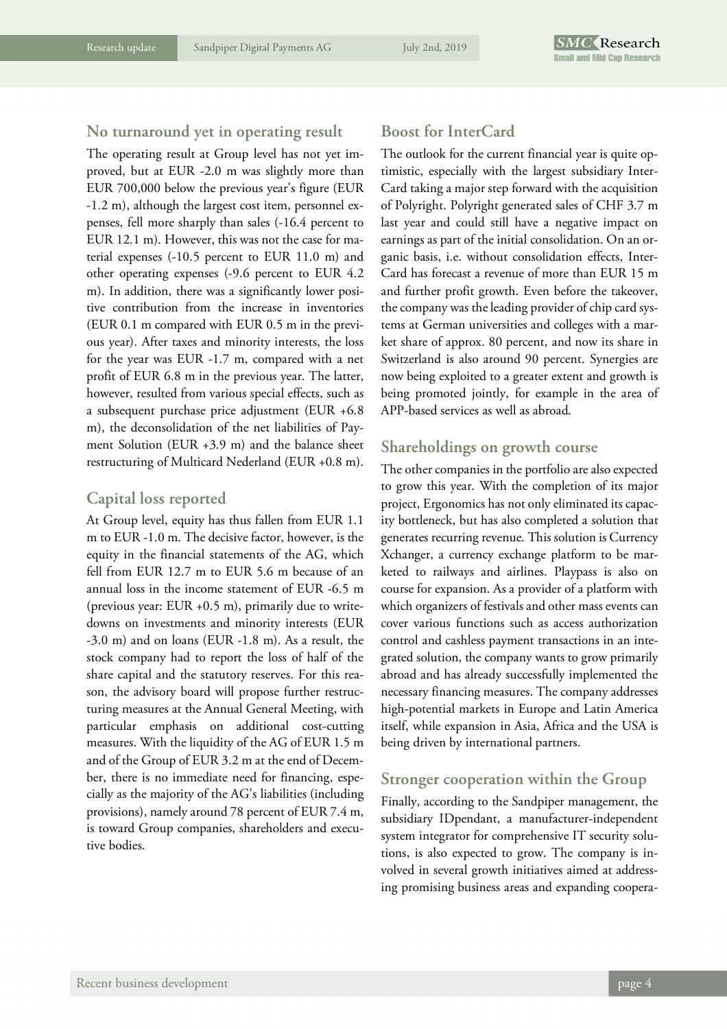## No turnaround yet in operating result

The operating result at Group level has not yet improved, but at EUR -2.0 m was slightly more than EUR 700,000 below the previous year's figure (EUR -1.2 m), although the largest cost item, personnel expenses, fell more sharply than sales (-16.4 percent to EUR 12.1 m). However, this was not the case for material expenses (-10.5 percent to EUR 11.0 m) and other operating expenses (-9.6 percent to EUR 4.2 m). In addition, there was a significantly lower positive contribution from the increase in inventories (EUR 0.1 m compared with EUR 0.5 m in the previous year). After taxes and minority interests, the loss for the year was EUR -1.7 m, compared with a net profit of EUR 6.8 m in the previous year. The latter, however, resulted from various special effects, such as a subsequent purchase price adjustment (EUR +6.8 m), the deconsolidation of the net liabilities of Payment Solution (EUR +3.9 m) and the balance sheet restructuring of Multicard Nederland (EUR +0.8 m).

## Capital loss reported

At Group level, equity has thus fallen from EUR 1.1 m to EUR -1.0 m. The decisive factor, however, is the equity in the financial statements of the AG, which fell from EUR 12.7 m to EUR 5.6 m because of an annual loss in the income statement of EUR -6.5 m (previous year: EUR +0.5 m), primarily due to write-downs on investments and minority interests (EUR -3.0 m) and on loans (EUR -1.8 m). As a result, the stock company had to report the loss of half of the share capital and the statutory reserves. For this reason, the advisory board will propose further restructuring measures at the Annual General Meeting, with particular emphasis on additional cost-cutting measures. With the liquidity of the AG of EUR 1.5 m and of the Group of EUR 3.2 m at the end of December, there is no immediate need for financing, especially as the majority of the AG's liabilities (including provisions), namely around 78 percent of EUR 7.4 m, is toward Group companies, shareholders and executive bodies.

## Boost for InterCard

The outlook for the current financial year is quite optimistic, especially with the largest subsidiary InterCard taking a major step forward with the acquisition of Polyright. Polyright generated sales of CHF 3.7 m last year and could still have a negative impact on earnings as part of the initial consolidation. On an organic basis, i.e. without consolidation effects, InterCard has forecast a revenue of more than EUR 15 m and further profit growth. Even before the takeover, the company was the leading provider of chip card systems at German universities and colleges with a market share of approx. 80 percent, and now its share in Switzerland is also around 90 percent. Synergies are now being exploited to a greater extent and growth is being promoted jointly, for example in the area of APP-based services as well as abroad.

## Shareholdings on growth course

The other companies in the portfolio are also expected to grow this year. With the completion of its major project, Ergonomics has not only eliminated its capacity bottleneck, but has also completed a solution that generates recurring revenue. This solution is Currency Xchanger, a currency exchange platform to be marketed to railways and airlines. Playpass is also on course for expansion. As a provider of a platform with which organizers of festivals and other mass events can cover various functions such as access authorization control and cashless payment transactions in an integrated solution, the company wants to grow primarily abroad and has already successfully implemented the necessary financing measures. The company addresses high-potential markets in Europe and Latin America itself, while expansion in Asia, Africa and the USA is being driven by international partners.

## Stronger cooperation within the Group

Finally, according to the Sandpiper management, the subsidiary IDpendant, a manufacturer-independent system integrator for comprehensive IT security solutions, is also expected to grow. The company is involved in several growth initiatives aimed at addressing promising business areas and expanding coopera-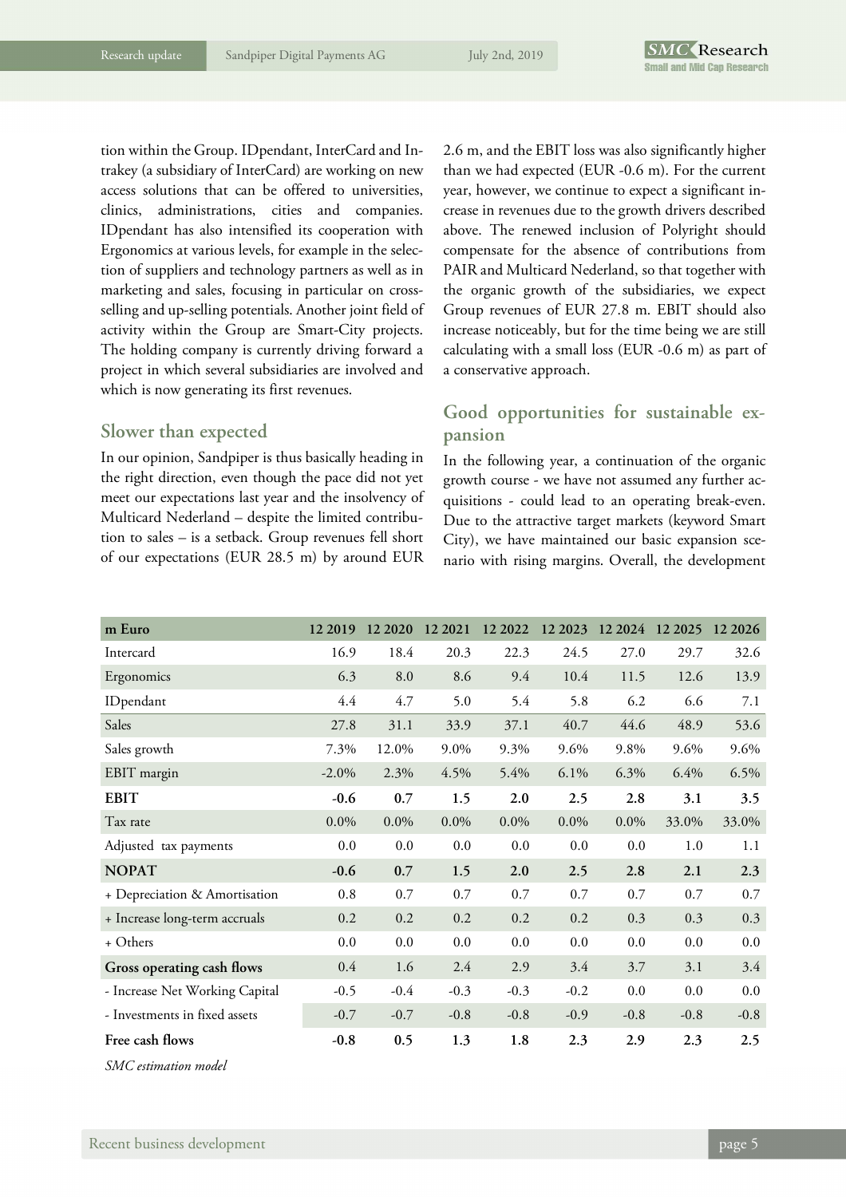tion within the Group. IDpendant, InterCard and Intrakey (a subsidiary of InterCard) are working on new access solutions that can be offered to universities, clinics, administrations, cities and companies. IDpendant has also intensified its cooperation with Ergonomics at various levels, for example in the selection of suppliers and technology partners as well as in marketing and sales, focusing in particular on cross-selling and up-selling potentials. Another joint field of activity within the Group are Smart-City projects. The holding company is currently driving forward a project in which several subsidiaries are involved and which is now generating its first revenues.

## Slower than expected

In our opinion, Sandpiper is thus basically heading in the right direction, even though the pace did not yet meet our expectations last year and the insolvency of Multicard Nederland – despite the limited contribution to sales – is a setback. Group revenues fell short of our expectations (EUR 28.5 m) by around EUR 2.6 m, and the EBIT loss was also significantly higher than we had expected (EUR -0.6 m). For the current year, however, we continue to expect a significant increase in revenues due to the growth drivers described above. The renewed inclusion of Polyright should compensate for the absence of contributions from PAIR and Multicard Nederland, so that together with the organic growth of the subsidiaries, we expect Group revenues of EUR 27.8 m. EBIT should also increase noticeably, but for the time being we are still calculating with a small loss (EUR -0.6 m) as part of a conservative approach.

## Good opportunities for sustainable expansion

In the following year, a continuation of the organic growth course - we have not assumed any further acquisitions - could lead to an operating break-even. Due to the attractive target markets (keyword Smart City), we have maintained our basic expansion scenario with rising margins. Overall, the development

| m Euro | 12 2019 | 12 2020 | 12 2021 | 12 2022 | 12 2023 | 12 2024 | 12 2025 | 12 2026 |
|---|---|---|---|---|---|---|---|---|
| Intercard | 16.9 | 18.4 | 20.3 | 22.3 | 24.5 | 27.0 | 29.7 | 32.6 |
| Ergonomics | 6.3 | 8.0 | 8.6 | 9.4 | 10.4 | 11.5 | 12.6 | 13.9 |
| IDpendant | 4.4 | 4.7 | 5.0 | 5.4 | 5.8 | 6.2 | 6.6 | 7.1 |
| Sales | 27.8 | 31.1 | 33.9 | 37.1 | 40.7 | 44.6 | 48.9 | 53.6 |
| Sales growth | 7.3% | 12.0% | 9.0% | 9.3% | 9.6% | 9.8% | 9.6% | 9.6% |
| EBIT margin | -2.0% | 2.3% | 4.5% | 5.4% | 6.1% | 6.3% | 6.4% | 6.5% |
| **EBIT** | **-0.6** | **0.7** | **1.5** | **2.0** | **2.5** | **2.8** | **3.1** | **3.5** |
| Tax rate | 0.0% | 0.0% | 0.0% | 0.0% | 0.0% | 0.0% | 33.0% | 33.0% |
| Adjusted tax payments | 0.0 | 0.0 | 0.0 | 0.0 | 0.0 | 0.0 | 1.0 | 1.1 |
| **NOPAT** | **-0.6** | **0.7** | **1.5** | **2.0** | **2.5** | **2.8** | **2.1** | **2.3** |
| + Depreciation & Amortisation | 0.8 | 0.7 | 0.7 | 0.7 | 0.7 | 0.7 | 0.7 | 0.7 |
| + Increase long-term accruals | 0.2 | 0.2 | 0.2 | 0.2 | 0.2 | 0.3 | 0.3 | 0.3 |
| + Others | 0.0 | 0.0 | 0.0 | 0.0 | 0.0 | 0.0 | 0.0 | 0.0 |
| **Gross operating cash flows** | **0.4** | **1.6** | **2.4** | **2.9** | **3.4** | **3.7** | **3.1** | **3.4** |
| - Increase Net Working Capital | -0.5 | -0.4 | -0.3 | -0.3 | -0.2 | 0.0 | 0.0 | 0.0 |
| - Investments in fixed assets | -0.7 | -0.7 | -0.8 | -0.8 | -0.9 | -0.8 | -0.8 | -0.8 |
| **Free cash flows** | **-0.8** | **0.5** | **1.3** | **1.8** | **2.3** | **2.9** | **2.3** | **2.5** |

*SMC estimation model*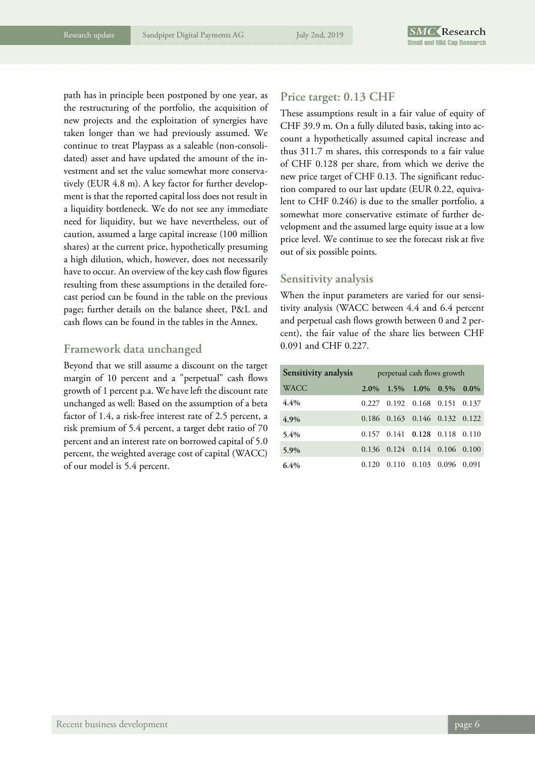path has in principle been postponed by one year, as the restructuring of the portfolio, the acquisition of new projects and the exploitation of synergies have taken longer than we had previously assumed. We continue to treat Playpass as a saleable (non-consolidated) asset and have updated the amount of the investment and set the value somewhat more conservatively (EUR 4.8 m). A key factor for further development is that the reported capital loss does not result in a liquidity bottleneck. We do not see any immediate need for liquidity, but we have nevertheless, out of caution, assumed a large capital increase (100 million shares) at the current price, hypothetically presuming a high dilution, which, however, does not necessarily have to occur. An overview of the key cash flow figures resulting from these assumptions in the detailed forecast period can be found in the table on the previous page; further details on the balance sheet, P&L and cash flows can be found in the tables in the Annex.

## Framework data unchanged

Beyond that we still assume a discount on the target margin of 10 percent and a "perpetual" cash flows growth of 1 percent p.a. We have left the discount rate unchanged as well: Based on the assumption of a beta factor of 1.4, a risk-free interest rate of 2.5 percent, a risk premium of 5.4 percent, a target debt ratio of 70 percent and an interest rate on borrowed capital of 5.0 percent, the weighted average cost of capital (WACC) of our model is 5.4 percent.

## Price target: 0.13 CHF

These assumptions result in a fair value of equity of CHF 39.9 m. On a fully diluted basis, taking into account a hypothetically assumed capital increase and thus 311.7 m shares, this corresponds to a fair value of CHF 0.128 per share, from which we derive the new price target of CHF 0.13. The significant reduction compared to our last update (EUR 0.22, equivalent to CHF 0.246) is due to the smaller portfolio, a somewhat more conservative estimate of further development and the assumed large equity issue at a low price level. We continue to see the forecast risk at five out of six possible points.

## Sensitivity analysis

When the input parameters are varied for our sensitivity analysis (WACC between 4.4 and 6.4 percent and perpetual cash flows growth between 0 and 2 percent), the fair value of the share lies between CHF 0.091 and CHF 0.227.

| **Sensitivity analysis** | perpetual cash flows growth | | | | |
|---|---|---|---|---|---|
| WACC | **2.0%** | **1.5%** | **1.0%** | **0.5%** | **0.0%** |
| 4.4% | 0.227 | 0.192 | 0.168 | 0.151 | 0.137 |
| 4.9% | 0.186 | 0.163 | 0.146 | 0.132 | 0.122 |
| 5.4% | 0.157 | 0.141 | **0.128** | 0.118 | 0.110 |
| 5.9% | 0.136 | 0.124 | 0.114 | 0.106 | 0.100 |
| 6.4% | 0.120 | 0.110 | 0.103 | 0.096 | 0.091 |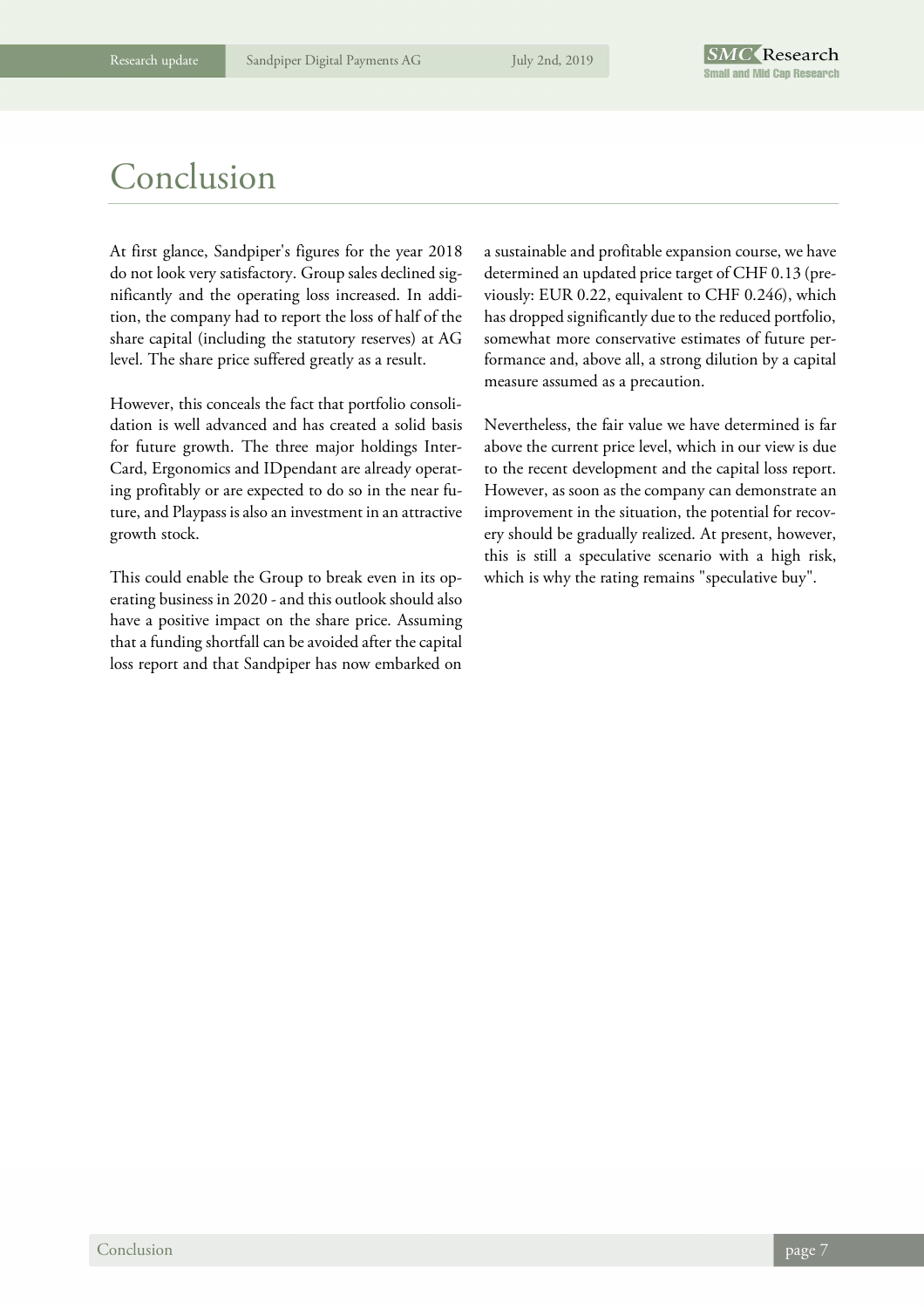# Conclusion

At first glance, Sandpiper's figures for the year 2018 do not look very satisfactory. Group sales declined significantly and the operating loss increased. In addition, the company had to report the loss of half of the share capital (including the statutory reserves) at AG level. The share price suffered greatly as a result.

However, this conceals the fact that portfolio consolidation is well advanced and has created a solid basis for future growth. The three major holdings InterCard, Ergonomics and IDpendant are already operating profitably or are expected to do so in the near future, and Playpass is also an investment in an attractive growth stock.

This could enable the Group to break even in its operating business in 2020 - and this outlook should also have a positive impact on the share price. Assuming that a funding shortfall can be avoided after the capital loss report and that Sandpiper has now embarked on a sustainable and profitable expansion course, we have determined an updated price target of CHF 0.13 (previously: EUR 0.22, equivalent to CHF 0.246), which has dropped significantly due to the reduced portfolio, somewhat more conservative estimates of future performance and, above all, a strong dilution by a capital measure assumed as a precaution.

Nevertheless, the fair value we have determined is far above the current price level, which in our view is due to the recent development and the capital loss report. However, as soon as the company can demonstrate an improvement in the situation, the potential for recovery should be gradually realized. At present, however, this is still a speculative scenario with a high risk, which is why the rating remains "speculative buy".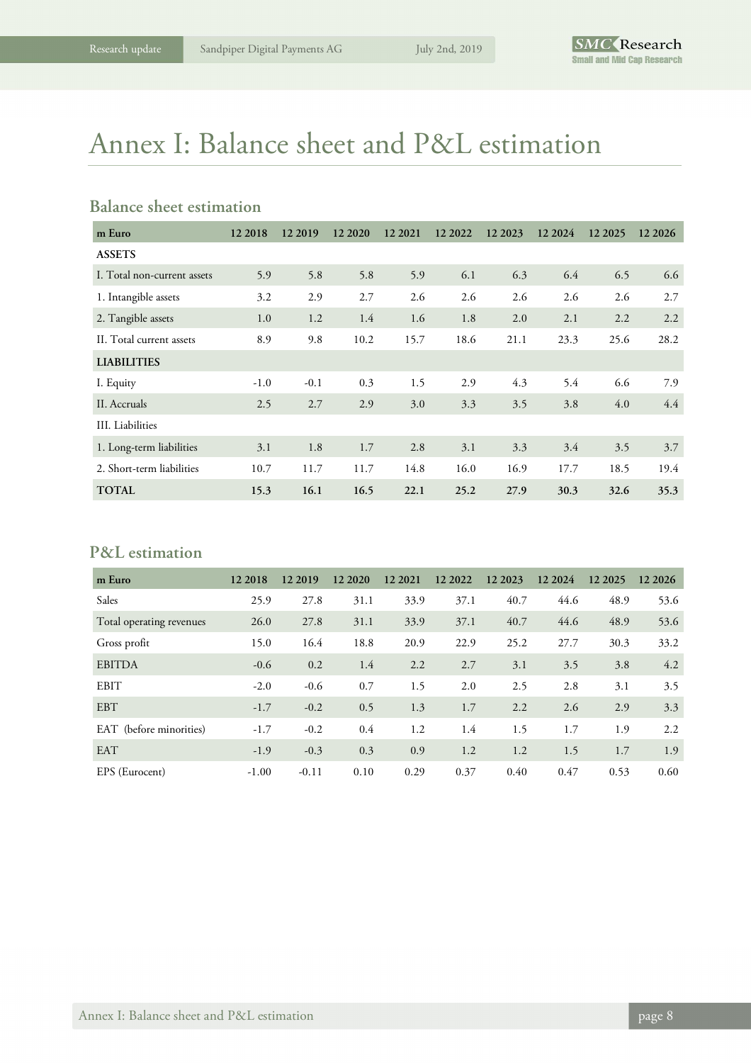# Annex I: Balance sheet and P&L estimation

## Balance sheet estimation

| m Euro | 12 2018 | 12 2019 | 12 2020 | 12 2021 | 12 2022 | 12 2023 | 12 2024 | 12 2025 | 12 2026 |
|---|---|---|---|---|---|---|---|---|---|
| **ASSETS** | | | | | | | | | |
| I. Total non-current assets | 5.9 | 5.8 | 5.8 | 5.9 | 6.1 | 6.3 | 6.4 | 6.5 | 6.6 |
| 1. Intangible assets | 3.2 | 2.9 | 2.7 | 2.6 | 2.6 | 2.6 | 2.6 | 2.6 | 2.7 |
| 2. Tangible assets | 1.0 | 1.2 | 1.4 | 1.6 | 1.8 | 2.0 | 2.1 | 2.2 | 2.2 |
| II. Total current assets | 8.9 | 9.8 | 10.2 | 15.7 | 18.6 | 21.1 | 23.3 | 25.6 | 28.2 |
| **LIABILITIES** | | | | | | | | | |
| I. Equity | -1.0 | -0.1 | 0.3 | 1.5 | 2.9 | 4.3 | 5.4 | 6.6 | 7.9 |
| II. Accruals | 2.5 | 2.7 | 2.9 | 3.0 | 3.3 | 3.5 | 3.8 | 4.0 | 4.4 |
| III. Liabilities | | | | | | | | | |
| 1. Long-term liabilities | 3.1 | 1.8 | 1.7 | 2.8 | 3.1 | 3.3 | 3.4 | 3.5 | 3.7 |
| 2. Short-term liabilities | 10.7 | 11.7 | 11.7 | 14.8 | 16.0 | 16.9 | 17.7 | 18.5 | 19.4 |
| **TOTAL** | **15.3** | **16.1** | **16.5** | **22.1** | **25.2** | **27.9** | **30.3** | **32.6** | **35.3** |

## P&L estimation

| m Euro | 12 2018 | 12 2019 | 12 2020 | 12 2021 | 12 2022 | 12 2023 | 12 2024 | 12 2025 | 12 2026 |
|---|---|---|---|---|---|---|---|---|---|
| Sales | 25.9 | 27.8 | 31.1 | 33.9 | 37.1 | 40.7 | 44.6 | 48.9 | 53.6 |
| Total operating revenues | 26.0 | 27.8 | 31.1 | 33.9 | 37.1 | 40.7 | 44.6 | 48.9 | 53.6 |
| Gross profit | 15.0 | 16.4 | 18.8 | 20.9 | 22.9 | 25.2 | 27.7 | 30.3 | 33.2 |
| EBITDA | -0.6 | 0.2 | 1.4 | 2.2 | 2.7 | 3.1 | 3.5 | 3.8 | 4.2 |
| EBIT | -2.0 | -0.6 | 0.7 | 1.5 | 2.0 | 2.5 | 2.8 | 3.1 | 3.5 |
| EBT | -1.7 | -0.2 | 0.5 | 1.3 | 1.7 | 2.2 | 2.6 | 2.9 | 3.3 |
| EAT (before minorities) | -1.7 | -0.2 | 0.4 | 1.2 | 1.4 | 1.5 | 1.7 | 1.9 | 2.2 |
| EAT | -1.9 | -0.3 | 0.3 | 0.9 | 1.2 | 1.2 | 1.5 | 1.7 | 1.9 |
| EPS (Eurocent) | -1.00 | -0.11 | 0.10 | 0.29 | 0.37 | 0.40 | 0.47 | 0.53 | 0.60 |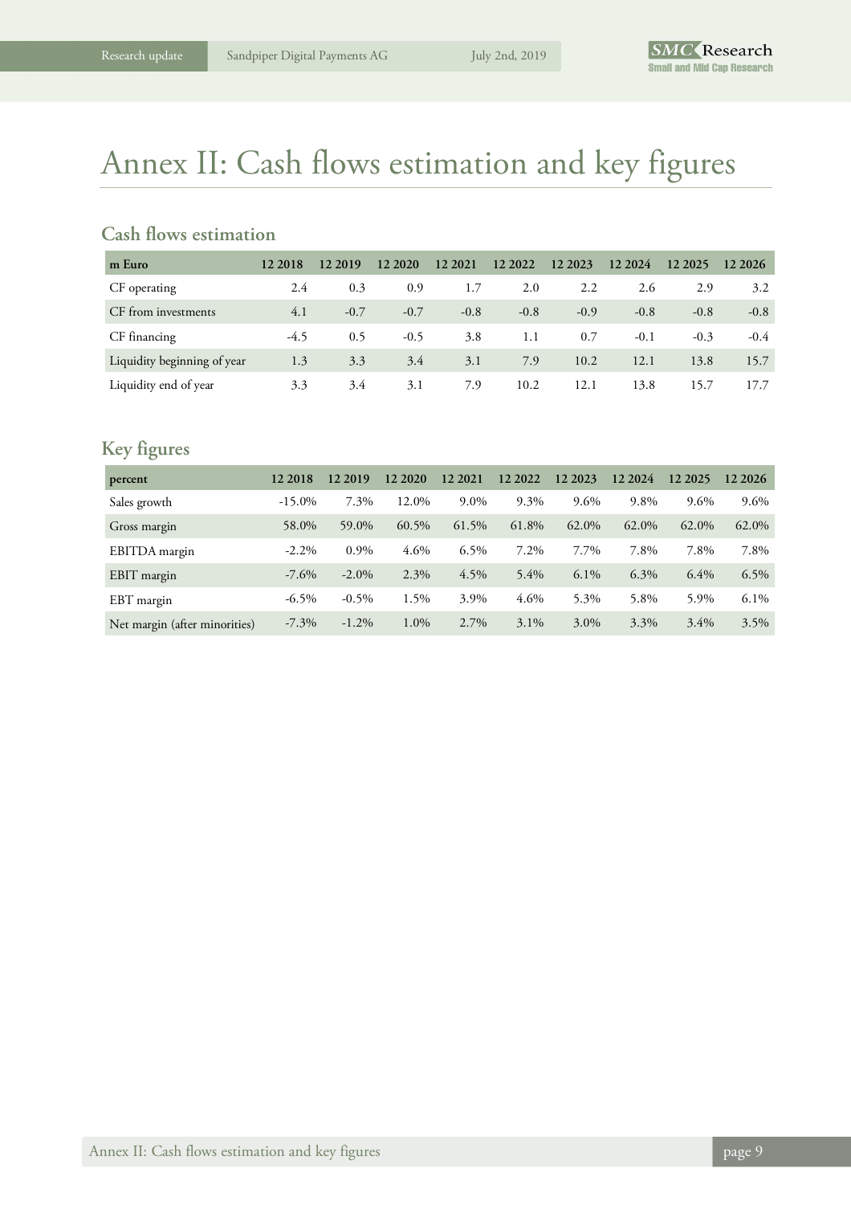# Annex II: Cash flows estimation and key figures

## Cash flows estimation

| m Euro | 12 2018 | 12 2019 | 12 2020 | 12 2021 | 12 2022 | 12 2023 | 12 2024 | 12 2025 | 12 2026 |
|---|---|---|---|---|---|---|---|---|---|
| CF operating | 2.4 | 0.3 | 0.9 | 1.7 | 2.0 | 2.2 | 2.6 | 2.9 | 3.2 |
| CF from investments | 4.1 | -0.7 | -0.7 | -0.8 | -0.8 | -0.9 | -0.8 | -0.8 | -0.8 |
| CF financing | -4.5 | 0.5 | -0.5 | 3.8 | 1.1 | 0.7 | -0.1 | -0.3 | -0.4 |
| Liquidity beginning of year | 1.3 | 3.3 | 3.4 | 3.1 | 7.9 | 10.2 | 12.1 | 13.8 | 15.7 |
| Liquidity end of year | 3.3 | 3.4 | 3.1 | 7.9 | 10.2 | 12.1 | 13.8 | 15.7 | 17.7 |

## Key figures

| percent | 12 2018 | 12 2019 | 12 2020 | 12 2021 | 12 2022 | 12 2023 | 12 2024 | 12 2025 | 12 2026 |
|---|---|---|---|---|---|---|---|---|---|
| Sales growth | -15.0% | 7.3% | 12.0% | 9.0% | 9.3% | 9.6% | 9.8% | 9.6% | 9.6% |
| Gross margin | 58.0% | 59.0% | 60.5% | 61.5% | 61.8% | 62.0% | 62.0% | 62.0% | 62.0% |
| EBITDA margin | -2.2% | 0.9% | 4.6% | 6.5% | 7.2% | 7.7% | 7.8% | 7.8% | 7.8% |
| EBIT margin | -7.6% | -2.0% | 2.3% | 4.5% | 5.4% | 6.1% | 6.3% | 6.4% | 6.5% |
| EBT margin | -6.5% | -0.5% | 1.5% | 3.9% | 4.6% | 5.3% | 5.8% | 5.9% | 6.1% |
| Net margin (after minorities) | -7.3% | -1.2% | 1.0% | 2.7% | 3.1% | 3.0% | 3.3% | 3.4% | 3.5% |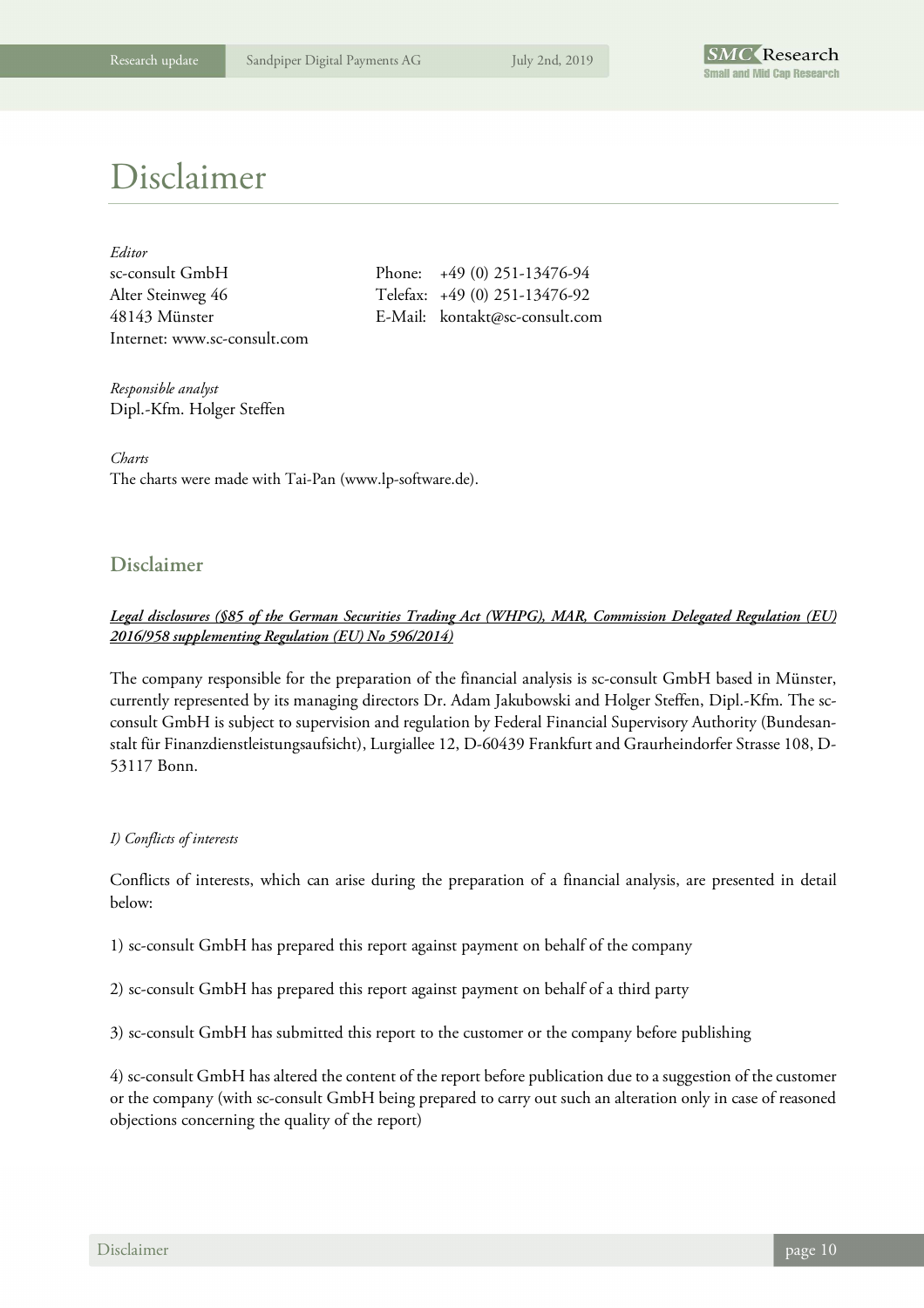# Disclaimer

*Editor*
sc-consult GmbH
Alter Steinweg 46
48143 Münster
Internet: www.sc-consult.com

Phone: +49 (0) 251-13476-94
Telefax: +49 (0) 251-13476-92
E-Mail: kontakt@sc-consult.com

*Responsible analyst*
Dipl.-Kfm. Holger Steffen

*Charts*
The charts were made with Tai-Pan (www.lp-software.de).

## Disclaimer

***Legal disclosures (§85 of the German Securities Trading Act (WHPG), MAR, Commission Delegated Regulation (EU) 2016/958 supplementing Regulation (EU) No 596/2014)***

The company responsible for the preparation of the financial analysis is sc-consult GmbH based in Münster, currently represented by its managing directors Dr. Adam Jakubowski and Holger Steffen, Dipl.-Kfm. The sc-consult GmbH is subject to supervision and regulation by Federal Financial Supervisory Authority (Bundesanstalt für Finanzdienstleistungsaufsicht), Lurgiallee 12, D-60439 Frankfurt and Graurheindorfer Strasse 108, D-53117 Bonn.

*I) Conflicts of interests*

Conflicts of interests, which can arise during the preparation of a financial analysis, are presented in detail below:

1) sc-consult GmbH has prepared this report against payment on behalf of the company

2) sc-consult GmbH has prepared this report against payment on behalf of a third party

3) sc-consult GmbH has submitted this report to the customer or the company before publishing

4) sc-consult GmbH has altered the content of the report before publication due to a suggestion of the customer or the company (with sc-consult GmbH being prepared to carry out such an alteration only in case of reasoned objections concerning the quality of the report)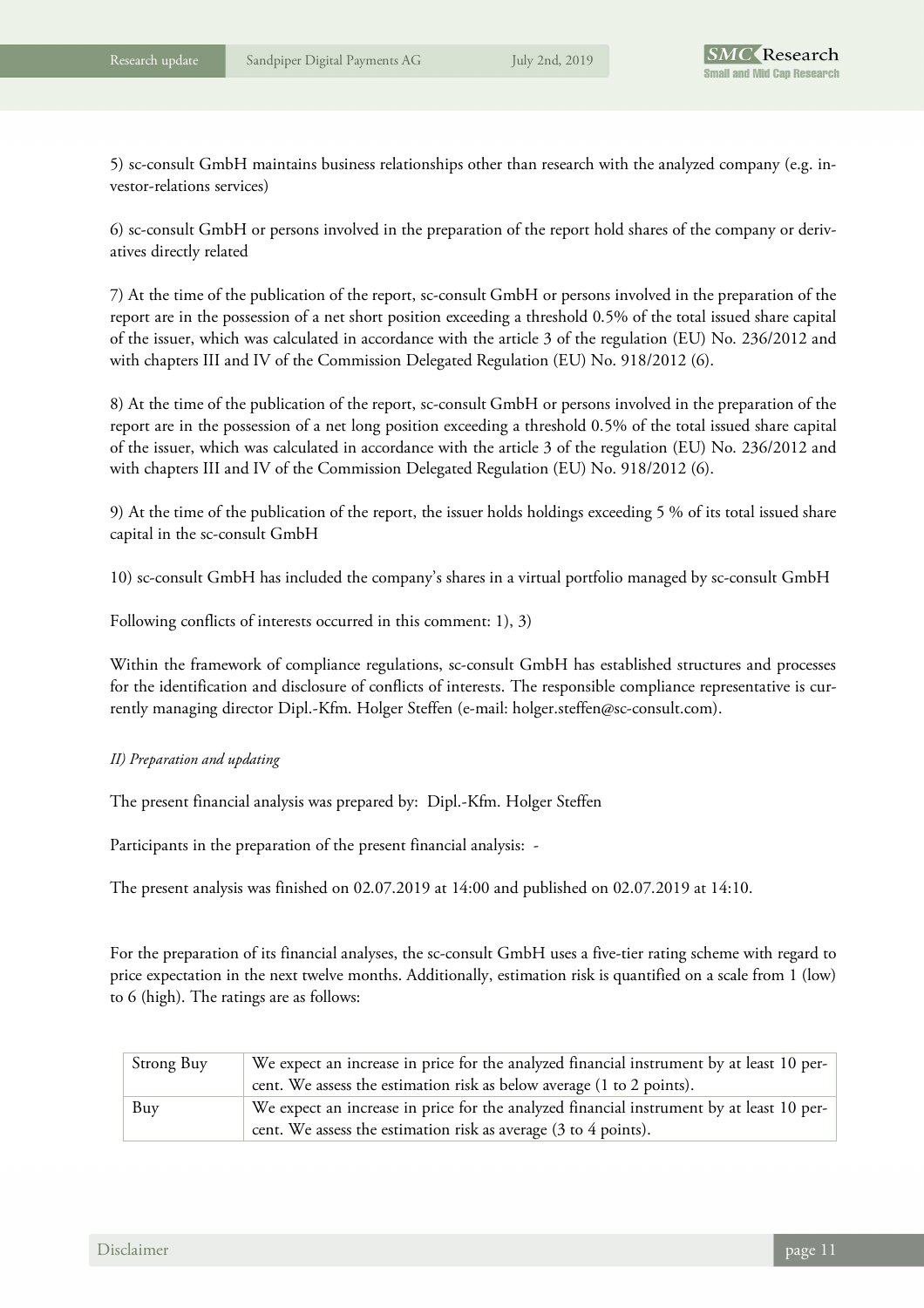5) sc-consult GmbH maintains business relationships other than research with the analyzed company (e.g. investor-relations services)

6) sc-consult GmbH or persons involved in the preparation of the report hold shares of the company or derivatives directly related

7) At the time of the publication of the report, sc-consult GmbH or persons involved in the preparation of the report are in the possession of a net short position exceeding a threshold 0.5% of the total issued share capital of the issuer, which was calculated in accordance with the article 3 of the regulation (EU) No. 236/2012 and with chapters III and IV of the Commission Delegated Regulation (EU) No. 918/2012 (6).

8) At the time of the publication of the report, sc-consult GmbH or persons involved in the preparation of the report are in the possession of a net long position exceeding a threshold 0.5% of the total issued share capital of the issuer, which was calculated in accordance with the article 3 of the regulation (EU) No. 236/2012 and with chapters III and IV of the Commission Delegated Regulation (EU) No. 918/2012 (6).

9) At the time of the publication of the report, the issuer holds holdings exceeding 5 % of its total issued share capital in the sc-consult GmbH

10) sc-consult GmbH has included the company's shares in a virtual portfolio managed by sc-consult GmbH

Following conflicts of interests occurred in this comment: 1), 3)

Within the framework of compliance regulations, sc-consult GmbH has established structures and processes for the identification and disclosure of conflicts of interests. The responsible compliance representative is currently managing director Dipl.-Kfm. Holger Steffen (e-mail: holger.steffen@sc-consult.com).

*II) Preparation and updating*

The present financial analysis was prepared by: Dipl.-Kfm. Holger Steffen

Participants in the preparation of the present financial analysis: -

The present analysis was finished on 02.07.2019 at 14:00 and published on 02.07.2019 at 14:10.

For the preparation of its financial analyses, the sc-consult GmbH uses a five-tier rating scheme with regard to price expectation in the next twelve months. Additionally, estimation risk is quantified on a scale from 1 (low) to 6 (high). The ratings are as follows:

| | |
|---|---|
| Strong Buy | We expect an increase in price for the analyzed financial instrument by at least 10 percent. We assess the estimation risk as below average (1 to 2 points). |
| Buy | We expect an increase in price for the analyzed financial instrument by at least 10 percent. We assess the estimation risk as average (3 to 4 points). |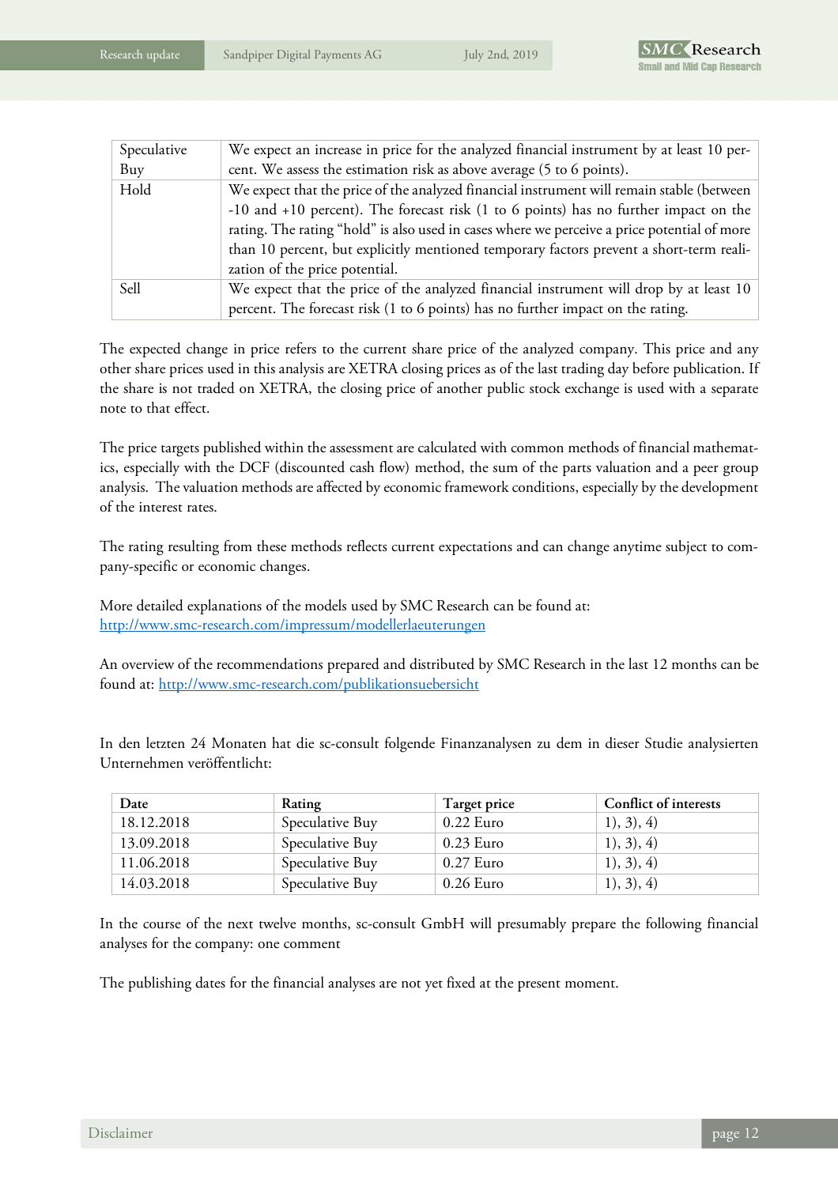| | |
|---|---|
| Speculative Buy | We expect an increase in price for the analyzed financial instrument by at least 10 percent. We assess the estimation risk as above average (5 to 6 points). |
| Hold | We expect that the price of the analyzed financial instrument will remain stable (between -10 and +10 percent). The forecast risk (1 to 6 points) has no further impact on the rating. The rating "hold" is also used in cases where we perceive a price potential of more than 10 percent, but explicitly mentioned temporary factors prevent a short-term realization of the price potential. |
| Sell | We expect that the price of the analyzed financial instrument will drop by at least 10 percent. The forecast risk (1 to 6 points) has no further impact on the rating. |

The expected change in price refers to the current share price of the analyzed company. This price and any other share prices used in this analysis are XETRA closing prices as of the last trading day before publication. If the share is not traded on XETRA, the closing price of another public stock exchange is used with a separate note to that effect.

The price targets published within the assessment are calculated with common methods of financial mathematics, especially with the DCF (discounted cash flow) method, the sum of the parts valuation and a peer group analysis. The valuation methods are affected by economic framework conditions, especially by the development of the interest rates.

The rating resulting from these methods reflects current expectations and can change anytime subject to company-specific or economic changes.

More detailed explanations of the models used by SMC Research can be found at:
http://www.smc-research.com/impressum/modellerlaeuterungen

An overview of the recommendations prepared and distributed by SMC Research in the last 12 months can be found at: http://www.smc-research.com/publikationsuebersicht

In den letzten 24 Monaten hat die sc-consult folgende Finanzanalysen zu dem in dieser Studie analysierten Unternehmen veröffentlicht:

| Date | Rating | Target price | Conflict of interests |
|---|---|---|---|
| 18.12.2018 | Speculative Buy | 0.22 Euro | 1), 3), 4) |
| 13.09.2018 | Speculative Buy | 0.23 Euro | 1), 3), 4) |
| 11.06.2018 | Speculative Buy | 0.27 Euro | 1), 3), 4) |
| 14.03.2018 | Speculative Buy | 0.26 Euro | 1), 3), 4) |

In the course of the next twelve months, sc-consult GmbH will presumably prepare the following financial analyses for the company: one comment

The publishing dates for the financial analyses are not yet fixed at the present moment.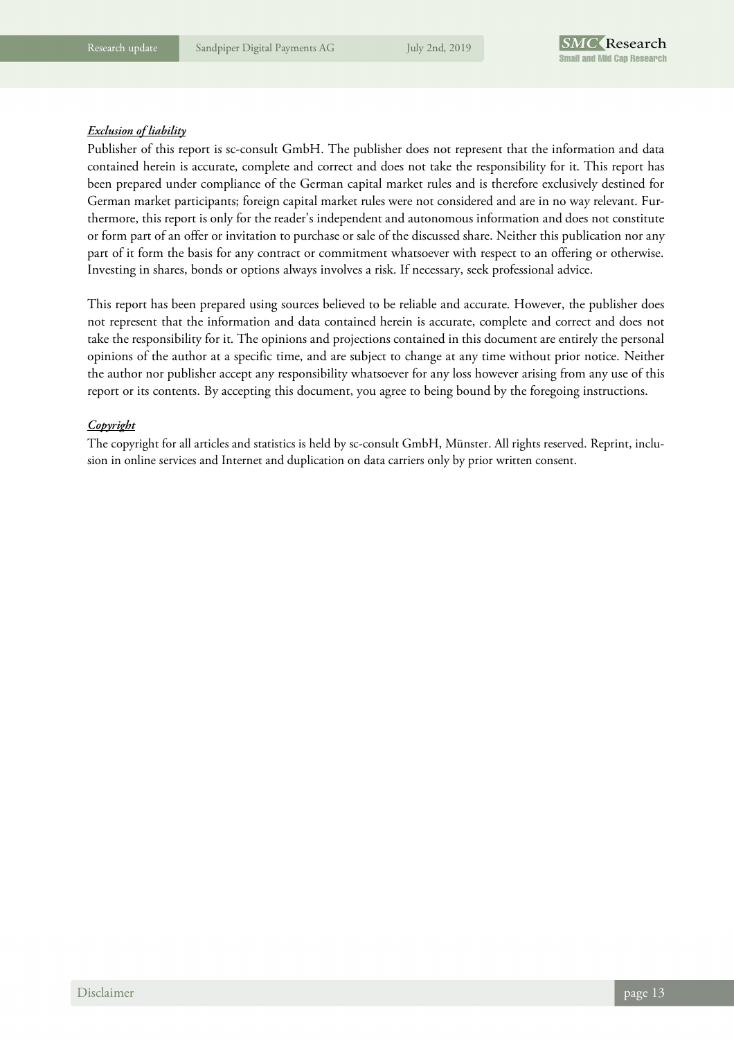***Exclusion of liability***

Publisher of this report is sc-consult GmbH. The publisher does not represent that the information and data contained herein is accurate, complete and correct and does not take the responsibility for it. This report has been prepared under compliance of the German capital market rules and is therefore exclusively destined for German market participants; foreign capital market rules were not considered and are in no way relevant. Furthermore, this report is only for the reader's independent and autonomous information and does not constitute or form part of an offer or invitation to purchase or sale of the discussed share. Neither this publication nor any part of it form the basis for any contract or commitment whatsoever with respect to an offering or otherwise. Investing in shares, bonds or options always involves a risk. If necessary, seek professional advice.

This report has been prepared using sources believed to be reliable and accurate. However, the publisher does not represent that the information and data contained herein is accurate, complete and correct and does not take the responsibility for it. The opinions and projections contained in this document are entirely the personal opinions of the author at a specific time, and are subject to change at any time without prior notice. Neither the author nor publisher accept any responsibility whatsoever for any loss however arising from any use of this report or its contents. By accepting this document, you agree to being bound by the foregoing instructions.

***Copyright***

The copyright for all articles and statistics is held by sc-consult GmbH, Münster. All rights reserved. Reprint, inclusion in online services and Internet and duplication on data carriers only by prior written consent.